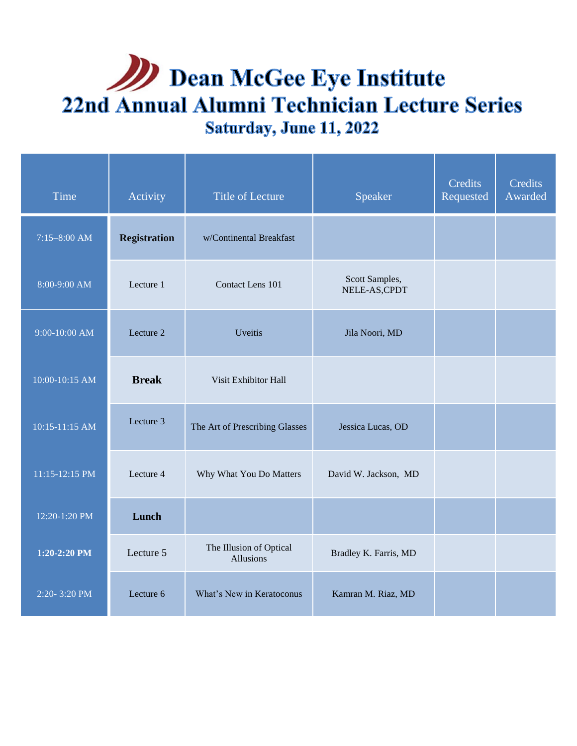# Dean McGee Eye Institute

## 22nd Annual Alumni Technician Lecture Series

### Saturday, June 11, 2022

| Time | Activity | Title of Lecture | Speaker | Credits Requested | Credits Awarded |
|---|---|---|---|---|---|
| 7:15–8:00 AM | **Registration** | w/Continental Breakfast | | | |
| 8:00-9:00 AM | Lecture 1 | Contact Lens 101 | Scott Samples, NELE-AS,CPDT | | |
| 9:00-10:00 AM | Lecture 2 | Uveitis | Jila Noori, MD | | |
| 10:00-10:15 AM | **Break** | Visit Exhibitor Hall | | | |
| 10:15-11:15 AM | Lecture 3 | The Art of Prescribing Glasses | Jessica Lucas, OD | | |
| 11:15-12:15 PM | Lecture 4 | Why What You Do Matters | David W. Jackson, MD | | |
| 12:20-1:20 PM | **Lunch** | | | | |
| **1:20-2:20 PM** | Lecture 5 | The Illusion of Optical Allusions | Bradley K. Farris, MD | | |
| 2:20- 3:20 PM | Lecture 6 | What's New in Keratoconus | Kamran M. Riaz, MD | | |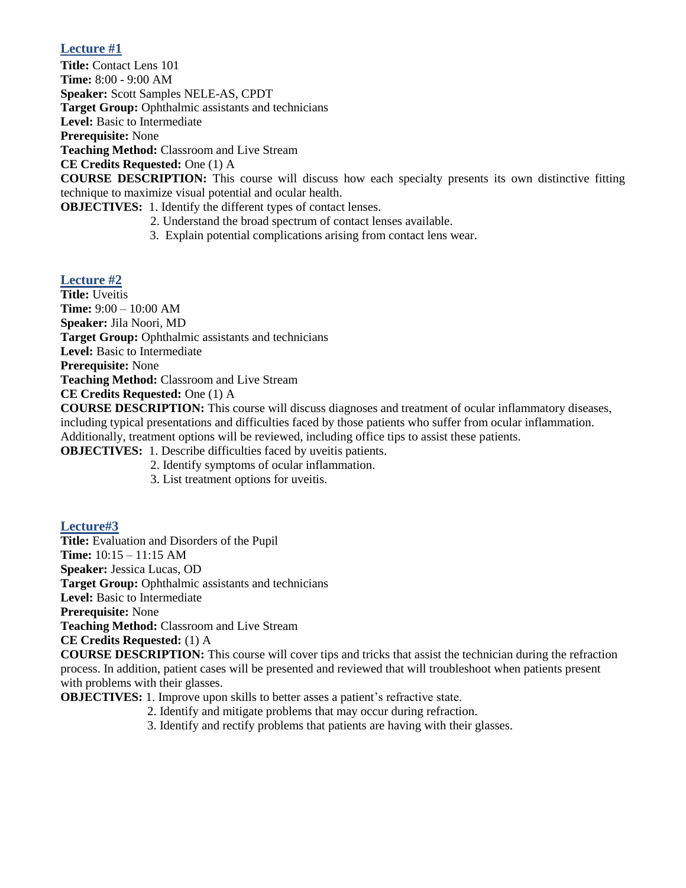## Lecture #1

**Title:** Contact Lens 101
**Time:** 8:00 - 9:00 AM
**Speaker:** Scott Samples NELE-AS, CPDT
**Target Group:** Ophthalmic assistants and technicians
**Level:** Basic to Intermediate
**Prerequisite:** None
**Teaching Method:** Classroom and Live Stream
**CE Credits Requested:** One (1) A
**COURSE DESCRIPTION:** This course will discuss how each specialty presents its own distinctive fitting technique to maximize visual potential and ocular health.
**OBJECTIVES:**
1. Identify the different types of contact lenses.
2. Understand the broad spectrum of contact lenses available.
3. Explain potential complications arising from contact lens wear.

## Lecture #2

**Title:** Uveitis
**Time:** 9:00 – 10:00 AM
**Speaker:** Jila Noori, MD
**Target Group:** Ophthalmic assistants and technicians
**Level:** Basic to Intermediate
**Prerequisite:** None
**Teaching Method:** Classroom and Live Stream
**CE Credits Requested:** One (1) A
**COURSE DESCRIPTION:** This course will discuss diagnoses and treatment of ocular inflammatory diseases, including typical presentations and difficulties faced by those patients who suffer from ocular inflammation. Additionally, treatment options will be reviewed, including office tips to assist these patients.
**OBJECTIVES:**
1. Describe difficulties faced by uveitis patients.
2. Identify symptoms of ocular inflammation.
3. List treatment options for uveitis.

## Lecture#3

**Title:** Evaluation and Disorders of the Pupil
**Time:** 10:15 – 11:15 AM
**Speaker:** Jessica Lucas, OD
**Target Group:** Ophthalmic assistants and technicians
**Level:** Basic to Intermediate
**Prerequisite:** None
**Teaching Method:** Classroom and Live Stream
**CE Credits Requested:** (1) A
**COURSE DESCRIPTION:** This course will cover tips and tricks that assist the technician during the refraction process. In addition, patient cases will be presented and reviewed that will troubleshoot when patients present with problems with their glasses.
**OBJECTIVES:**
1. Improve upon skills to better asses a patient's refractive state.
2. Identify and mitigate problems that may occur during refraction.
3. Identify and rectify problems that patients are having with their glasses.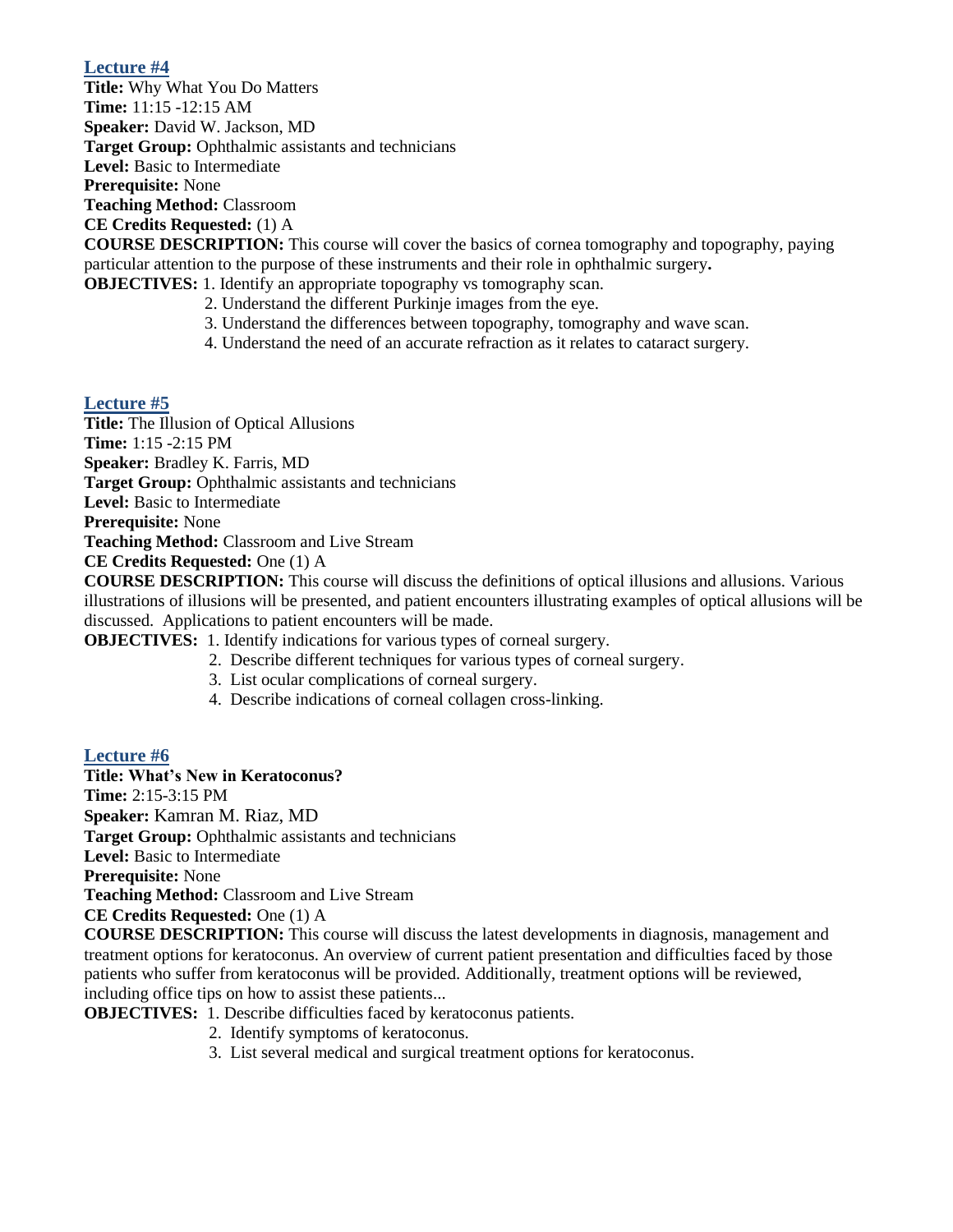## Lecture #4

**Title:** Why What You Do Matters
**Time:** 11:15 -12:15 AM
**Speaker:** David W. Jackson, MD
**Target Group:** Ophthalmic assistants and technicians
**Level:** Basic to Intermediate
**Prerequisite:** None
**Teaching Method:** Classroom
**CE Credits Requested:** (1) A
**COURSE DESCRIPTION:** This course will cover the basics of cornea tomography and topography, paying particular attention to the purpose of these instruments and their role in ophthalmic surgery**.**
**OBJECTIVES:**

1. Identify an appropriate topography vs tomography scan.
2. Understand the different Purkinje images from the eye.
3. Understand the differences between topography, tomography and wave scan.
4. Understand the need of an accurate refraction as it relates to cataract surgery.

## Lecture #5

**Title:** The Illusion of Optical Allusions
**Time:** 1:15 -2:15 PM
**Speaker:** Bradley K. Farris, MD
**Target Group:** Ophthalmic assistants and technicians
**Level:** Basic to Intermediate
**Prerequisite:** None
**Teaching Method:** Classroom and Live Stream
**CE Credits Requested:** One (1) A
**COURSE DESCRIPTION:** This course will discuss the definitions of optical illusions and allusions. Various illustrations of illusions will be presented, and patient encounters illustrating examples of optical allusions will be discussed. Applications to patient encounters will be made.
**OBJECTIVES:**

1. Identify indications for various types of corneal surgery.
2. Describe different techniques for various types of corneal surgery.
3. List ocular complications of corneal surgery.
4. Describe indications of corneal collagen cross-linking.

## Lecture #6

**Title: What's New in Keratoconus?**
**Time:** 2:15-3:15 PM
**Speaker:** Kamran M. Riaz, MD
**Target Group:** Ophthalmic assistants and technicians
**Level:** Basic to Intermediate
**Prerequisite:** None
**Teaching Method:** Classroom and Live Stream
**CE Credits Requested:** One (1) A
**COURSE DESCRIPTION:** This course will discuss the latest developments in diagnosis, management and treatment options for keratoconus. An overview of current patient presentation and difficulties faced by those patients who suffer from keratoconus will be provided. Additionally, treatment options will be reviewed, including office tips on how to assist these patients...
**OBJECTIVES:**

1. Describe difficulties faced by keratoconus patients.
2. Identify symptoms of keratoconus.
3. List several medical and surgical treatment options for keratoconus.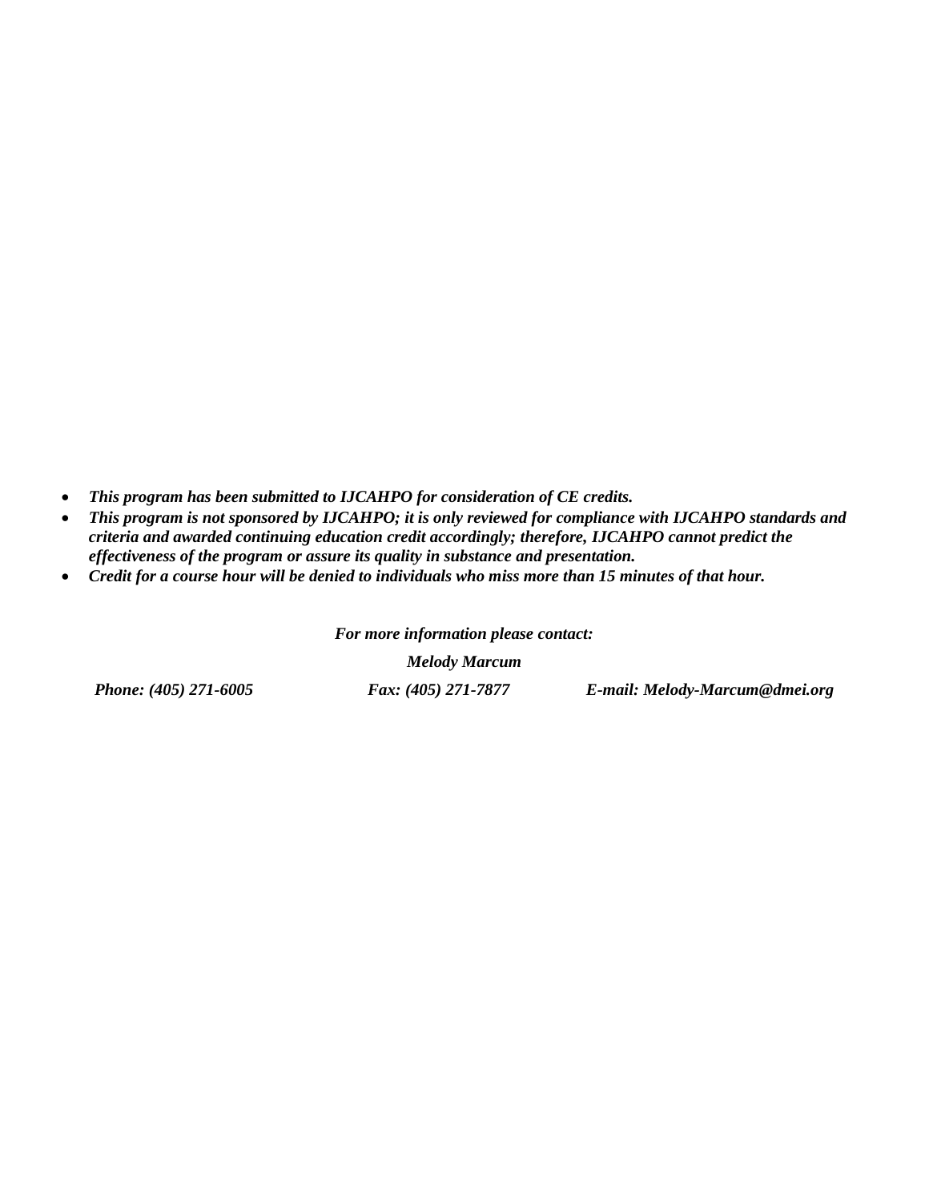- ***This program has been submitted to IJCAHPO for consideration of CE credits.***
- ***This program is not sponsored by IJCAHPO; it is only reviewed for compliance with IJCAHPO standards and criteria and awarded continuing education credit accordingly; therefore, IJCAHPO cannot predict the effectiveness of the program or assure its quality in substance and presentation.***
- ***Credit for a course hour will be denied to individuals who miss more than 15 minutes of that hour.***

***For more information please contact:***

***Melody Marcum***

***Phone: (405) 271-6005*** ***Fax: (405) 271-7877*** ***E-mail: Melody-Marcum@dmei.org***